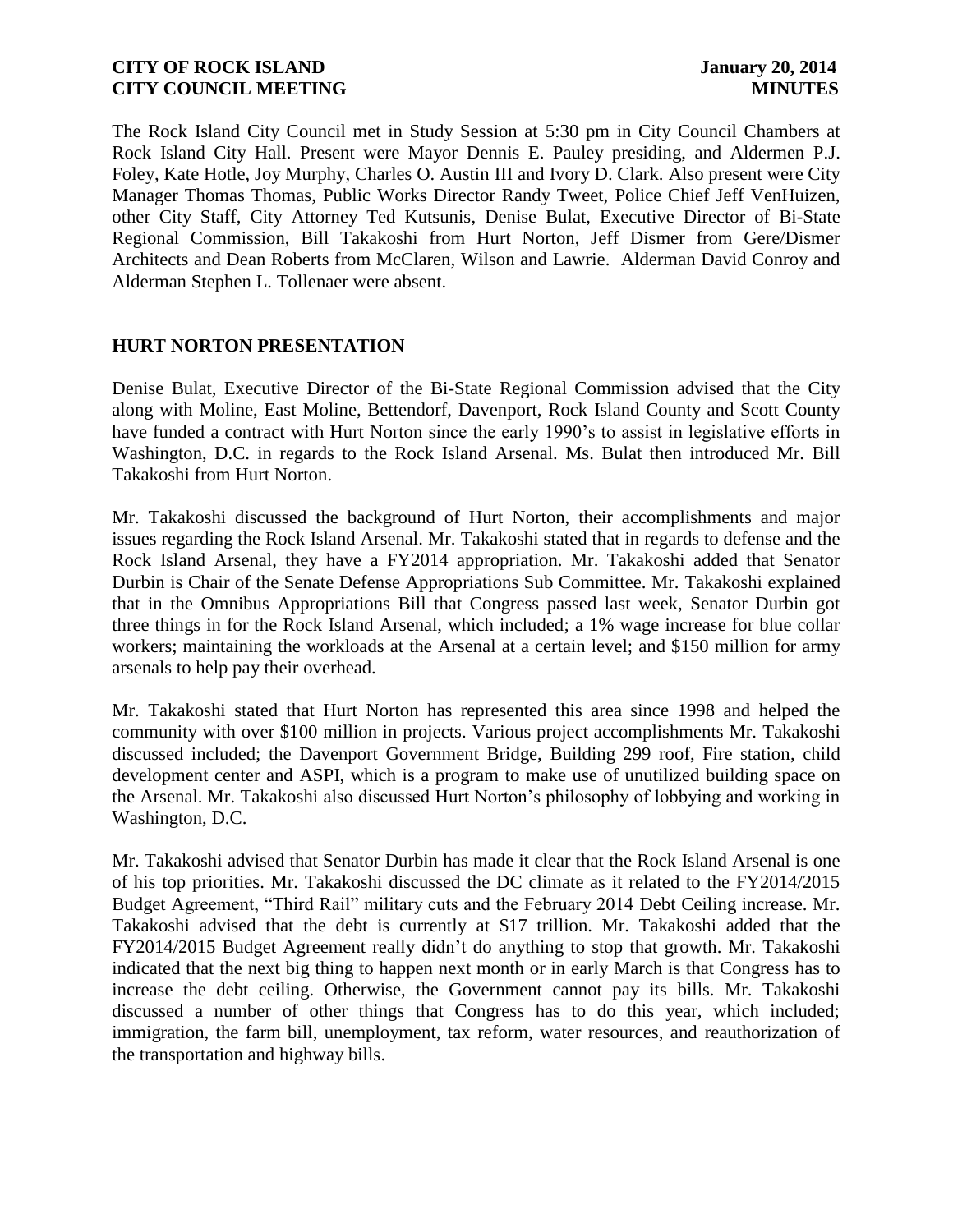The Rock Island City Council met in Study Session at 5:30 pm in City Council Chambers at Rock Island City Hall. Present were Mayor Dennis E. Pauley presiding, and Aldermen P.J. Foley, Kate Hotle, Joy Murphy, Charles O. Austin III and Ivory D. Clark. Also present were City Manager Thomas Thomas, Public Works Director Randy Tweet, Police Chief Jeff VenHuizen, other City Staff, City Attorney Ted Kutsunis, Denise Bulat, Executive Director of Bi-State Regional Commission, Bill Takakoshi from Hurt Norton, Jeff Dismer from Gere/Dismer Architects and Dean Roberts from McClaren, Wilson and Lawrie. Alderman David Conroy and Alderman Stephen L. Tollenaer were absent.

## HURT NORTON PRESENTATION

Denise Bulat, Executive Director of the Bi-State Regional Commission advised that the City along with Moline, East Moline, Bettendorf, Davenport, Rock Island County and Scott County have funded a contract with Hurt Norton since the early 1990's to assist in legislative efforts in Washington, D.C. in regards to the Rock Island Arsenal. Ms. Bulat then introduced Mr. Bill Takakoshi from Hurt Norton.

Mr. Takakoshi discussed the background of Hurt Norton, their accomplishments and major issues regarding the Rock Island Arsenal. Mr. Takakoshi stated that in regards to defense and the Rock Island Arsenal, they have a FY2014 appropriation. Mr. Takakoshi added that Senator Durbin is Chair of the Senate Defense Appropriations Sub Committee. Mr. Takakoshi explained that in the Omnibus Appropriations Bill that Congress passed last week, Senator Durbin got three things in for the Rock Island Arsenal, which included; a 1% wage increase for blue collar workers; maintaining the workloads at the Arsenal at a certain level; and $150 million for army arsenals to help pay their overhead.

Mr. Takakoshi stated that Hurt Norton has represented this area since 1998 and helped the community with over $100 million in projects. Various project accomplishments Mr. Takakoshi discussed included; the Davenport Government Bridge, Building 299 roof, Fire station, child development center and ASPI, which is a program to make use of unutilized building space on the Arsenal. Mr. Takakoshi also discussed Hurt Norton's philosophy of lobbying and working in Washington, D.C.

Mr. Takakoshi advised that Senator Durbin has made it clear that the Rock Island Arsenal is one of his top priorities. Mr. Takakoshi discussed the DC climate as it related to the FY2014/2015 Budget Agreement, "Third Rail" military cuts and the February 2014 Debt Ceiling increase. Mr. Takakoshi advised that the debt is currently at $17 trillion. Mr. Takakoshi added that the FY2014/2015 Budget Agreement really didn't do anything to stop that growth. Mr. Takakoshi indicated that the next big thing to happen next month or in early March is that Congress has to increase the debt ceiling. Otherwise, the Government cannot pay its bills. Mr. Takakoshi discussed a number of other things that Congress has to do this year, which included; immigration, the farm bill, unemployment, tax reform, water resources, and reauthorization of the transportation and highway bills.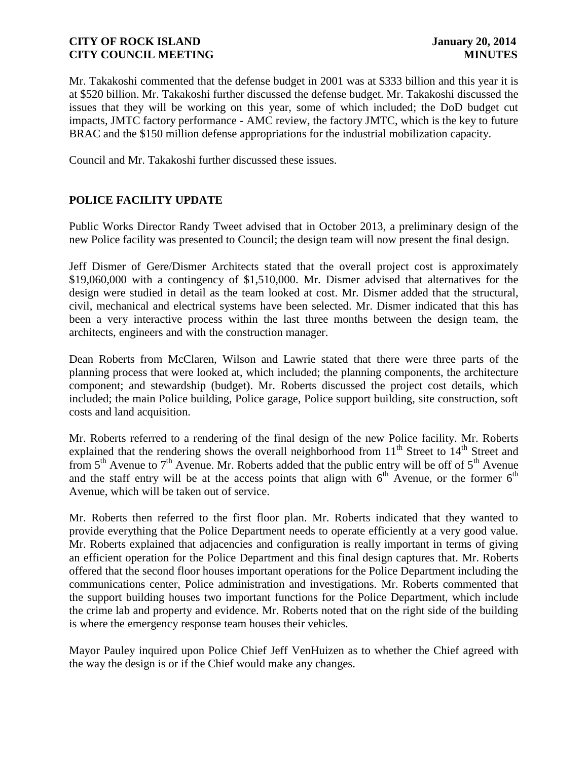Mr. Takakoshi commented that the defense budget in 2001 was at \$333 billion and this year it is at \$520 billion. Mr. Takakoshi further discussed the defense budget. Mr. Takakoshi discussed the issues that they will be working on this year, some of which included; the DoD budget cut impacts, JMTC factory performance - AMC review, the factory JMTC, which is the key to future BRAC and the \$150 million defense appropriations for the industrial mobilization capacity.

Council and Mr. Takakoshi further discussed these issues.

## POLICE FACILITY UPDATE

Public Works Director Randy Tweet advised that in October 2013, a preliminary design of the new Police facility was presented to Council; the design team will now present the final design.

Jeff Dismer of Gere/Dismer Architects stated that the overall project cost is approximately \$19,060,000 with a contingency of \$1,510,000. Mr. Dismer advised that alternatives for the design were studied in detail as the team looked at cost. Mr. Dismer added that the structural, civil, mechanical and electrical systems have been selected. Mr. Dismer indicated that this has been a very interactive process within the last three months between the design team, the architects, engineers and with the construction manager.

Dean Roberts from McClaren, Wilson and Lawrie stated that there were three parts of the planning process that were looked at, which included; the planning components, the architecture component; and stewardship (budget). Mr. Roberts discussed the project cost details, which included; the main Police building, Police garage, Police support building, site construction, soft costs and land acquisition.

Mr. Roberts referred to a rendering of the final design of the new Police facility. Mr. Roberts explained that the rendering shows the overall neighborhood from 11th Street to 14th Street and from 5th Avenue to 7th Avenue. Mr. Roberts added that the public entry will be off of 5th Avenue and the staff entry will be at the access points that align with 6th Avenue, or the former 6th Avenue, which will be taken out of service.

Mr. Roberts then referred to the first floor plan. Mr. Roberts indicated that they wanted to provide everything that the Police Department needs to operate efficiently at a very good value. Mr. Roberts explained that adjacencies and configuration is really important in terms of giving an efficient operation for the Police Department and this final design captures that. Mr. Roberts offered that the second floor houses important operations for the Police Department including the communications center, Police administration and investigations. Mr. Roberts commented that the support building houses two important functions for the Police Department, which include the crime lab and property and evidence. Mr. Roberts noted that on the right side of the building is where the emergency response team houses their vehicles.

Mayor Pauley inquired upon Police Chief Jeff VenHuizen as to whether the Chief agreed with the way the design is or if the Chief would make any changes.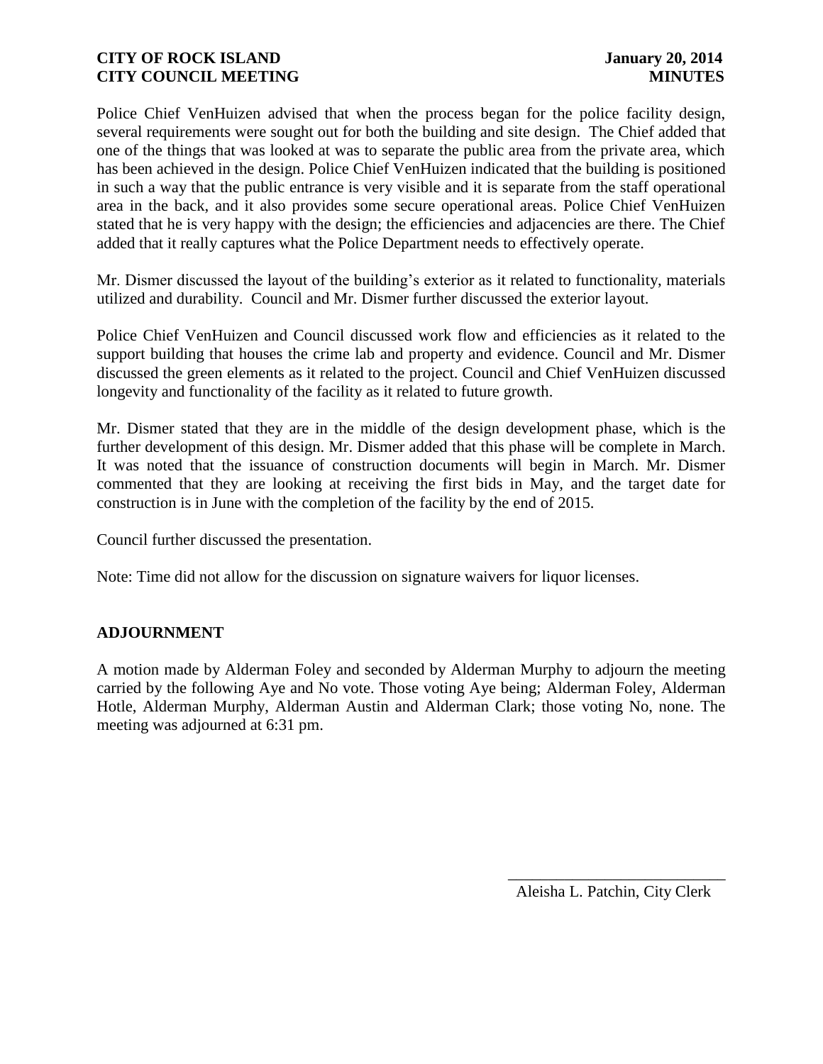Police Chief VenHuizen advised that when the process began for the police facility design, several requirements were sought out for both the building and site design. The Chief added that one of the things that was looked at was to separate the public area from the private area, which has been achieved in the design. Police Chief VenHuizen indicated that the building is positioned in such a way that the public entrance is very visible and it is separate from the staff operational area in the back, and it also provides some secure operational areas. Police Chief VenHuizen stated that he is very happy with the design; the efficiencies and adjacencies are there. The Chief added that it really captures what the Police Department needs to effectively operate.

Mr. Dismer discussed the layout of the building's exterior as it related to functionality, materials utilized and durability. Council and Mr. Dismer further discussed the exterior layout.

Police Chief VenHuizen and Council discussed work flow and efficiencies as it related to the support building that houses the crime lab and property and evidence. Council and Mr. Dismer discussed the green elements as it related to the project. Council and Chief VenHuizen discussed longevity and functionality of the facility as it related to future growth.

Mr. Dismer stated that they are in the middle of the design development phase, which is the further development of this design. Mr. Dismer added that this phase will be complete in March. It was noted that the issuance of construction documents will begin in March. Mr. Dismer commented that they are looking at receiving the first bids in May, and the target date for construction is in June with the completion of the facility by the end of 2015.

Council further discussed the presentation.

Note: Time did not allow for the discussion on signature waivers for liquor licenses.

## ADJOURNMENT

A motion made by Alderman Foley and seconded by Alderman Murphy to adjourn the meeting carried by the following Aye and No vote. Those voting Aye being; Alderman Foley, Alderman Hotle, Alderman Murphy, Alderman Austin and Alderman Clark; those voting No, none. The meeting was adjourned at 6:31 pm.

\_\_\_\_\_\_\_\_\_\_\_\_\_\_\_\_\_\_\_\_\_\_\_\_\_\_\_\_

Aleisha L. Patchin, City Clerk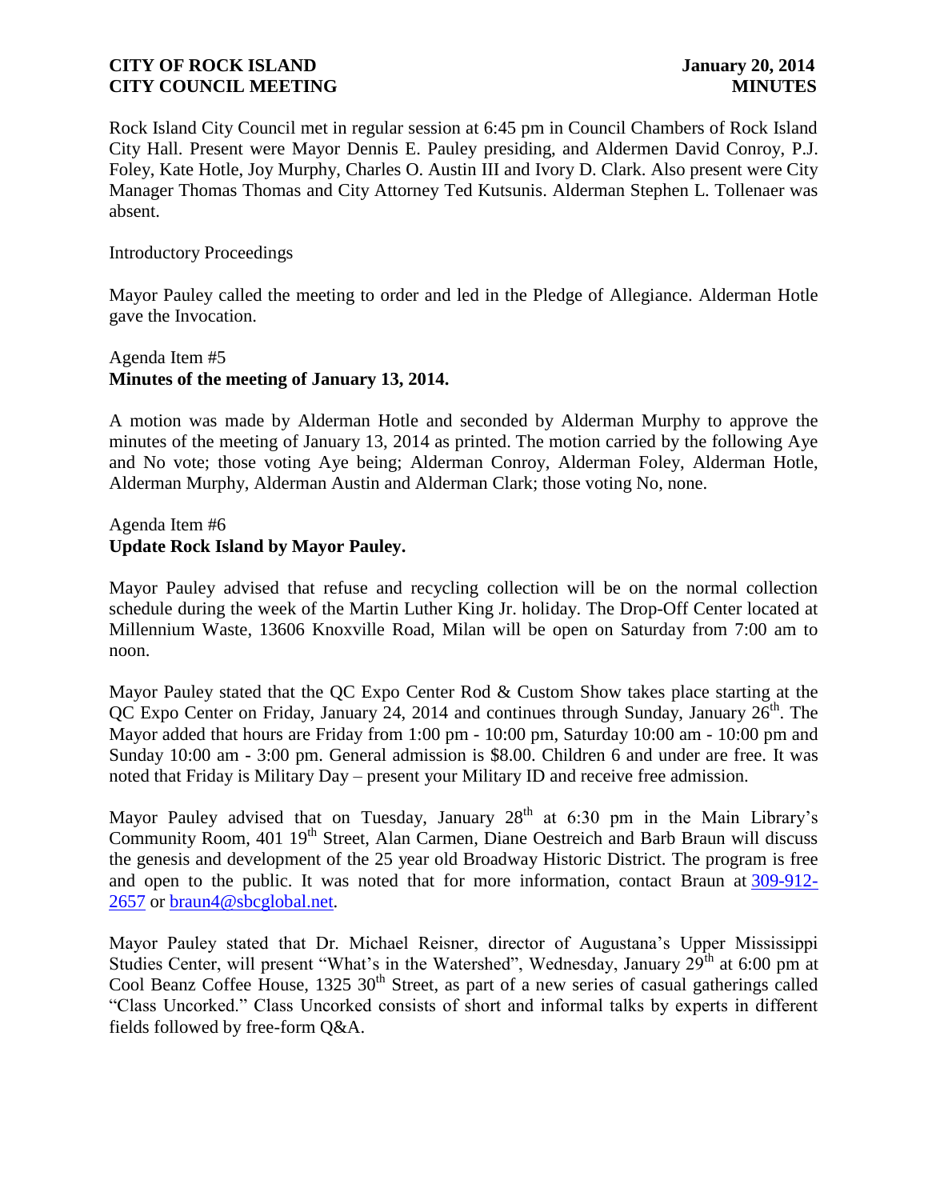Rock Island City Council met in regular session at 6:45 pm in Council Chambers of Rock Island City Hall. Present were Mayor Dennis E. Pauley presiding, and Aldermen David Conroy, P.J. Foley, Kate Hotle, Joy Murphy, Charles O. Austin III and Ivory D. Clark. Also present were City Manager Thomas Thomas and City Attorney Ted Kutsunis. Alderman Stephen L. Tollenaer was absent.

Introductory Proceedings

Mayor Pauley called the meeting to order and led in the Pledge of Allegiance. Alderman Hotle gave the Invocation.

Agenda Item #5
**Minutes of the meeting of January 13, 2014.**

A motion was made by Alderman Hotle and seconded by Alderman Murphy to approve the minutes of the meeting of January 13, 2014 as printed. The motion carried by the following Aye and No vote; those voting Aye being; Alderman Conroy, Alderman Foley, Alderman Hotle, Alderman Murphy, Alderman Austin and Alderman Clark; those voting No, none.

Agenda Item #6
**Update Rock Island by Mayor Pauley.**

Mayor Pauley advised that refuse and recycling collection will be on the normal collection schedule during the week of the Martin Luther King Jr. holiday. The Drop-Off Center located at Millennium Waste, 13606 Knoxville Road, Milan will be open on Saturday from 7:00 am to noon.

Mayor Pauley stated that the QC Expo Center Rod & Custom Show takes place starting at the QC Expo Center on Friday, January 24, 2014 and continues through Sunday, January 26th. The Mayor added that hours are Friday from 1:00 pm - 10:00 pm, Saturday 10:00 am - 10:00 pm and Sunday 10:00 am - 3:00 pm. General admission is $8.00. Children 6 and under are free. It was noted that Friday is Military Day – present your Military ID and receive free admission.

Mayor Pauley advised that on Tuesday, January 28th at 6:30 pm in the Main Library's Community Room, 401 19th Street, Alan Carmen, Diane Oestreich and Barb Braun will discuss the genesis and development of the 25 year old Broadway Historic District. The program is free and open to the public. It was noted that for more information, contact Braun at 309-912-2657 or braun4@sbcglobal.net.

Mayor Pauley stated that Dr. Michael Reisner, director of Augustana's Upper Mississippi Studies Center, will present "What's in the Watershed", Wednesday, January 29th at 6:00 pm at Cool Beanz Coffee House, 1325 30th Street, as part of a new series of casual gatherings called "Class Uncorked." Class Uncorked consists of short and informal talks by experts in different fields followed by free-form Q&A.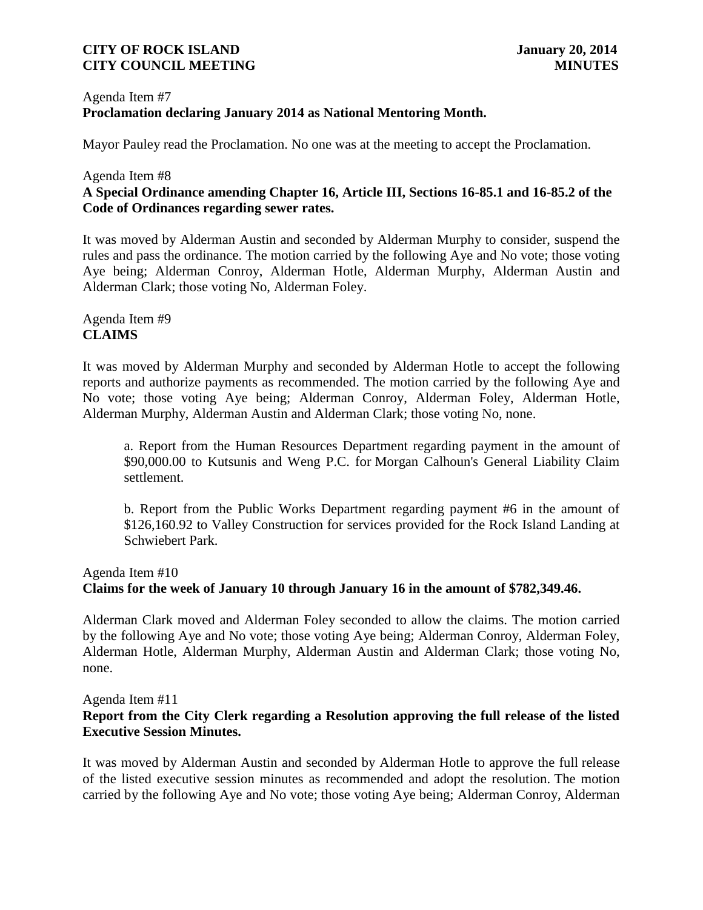Agenda Item #7
**Proclamation declaring January 2014 as National Mentoring Month.**

Mayor Pauley read the Proclamation. No one was at the meeting to accept the Proclamation.

Agenda Item #8
**A Special Ordinance amending Chapter 16, Article III, Sections 16-85.1 and 16-85.2 of the Code of Ordinances regarding sewer rates.**

It was moved by Alderman Austin and seconded by Alderman Murphy to consider, suspend the rules and pass the ordinance. The motion carried by the following Aye and No vote; those voting Aye being; Alderman Conroy, Alderman Hotle, Alderman Murphy, Alderman Austin and Alderman Clark; those voting No, Alderman Foley.

Agenda Item #9
**CLAIMS**

It was moved by Alderman Murphy and seconded by Alderman Hotle to accept the following reports and authorize payments as recommended. The motion carried by the following Aye and No vote; those voting Aye being; Alderman Conroy, Alderman Foley, Alderman Hotle, Alderman Murphy, Alderman Austin and Alderman Clark; those voting No, none.

a. Report from the Human Resources Department regarding payment in the amount of $90,000.00 to Kutsunis and Weng P.C. for Morgan Calhoun's General Liability Claim settlement.

b. Report from the Public Works Department regarding payment #6 in the amount of $126,160.92 to Valley Construction for services provided for the Rock Island Landing at Schwiebert Park.

Agenda Item #10
**Claims for the week of January 10 through January 16 in the amount of $782,349.46.**

Alderman Clark moved and Alderman Foley seconded to allow the claims. The motion carried by the following Aye and No vote; those voting Aye being; Alderman Conroy, Alderman Foley, Alderman Hotle, Alderman Murphy, Alderman Austin and Alderman Clark; those voting No, none.

Agenda Item #11
**Report from the City Clerk regarding a Resolution approving the full release of the listed Executive Session Minutes.**

It was moved by Alderman Austin and seconded by Alderman Hotle to approve the full release of the listed executive session minutes as recommended and adopt the resolution. The motion carried by the following Aye and No vote; those voting Aye being; Alderman Conroy, Alderman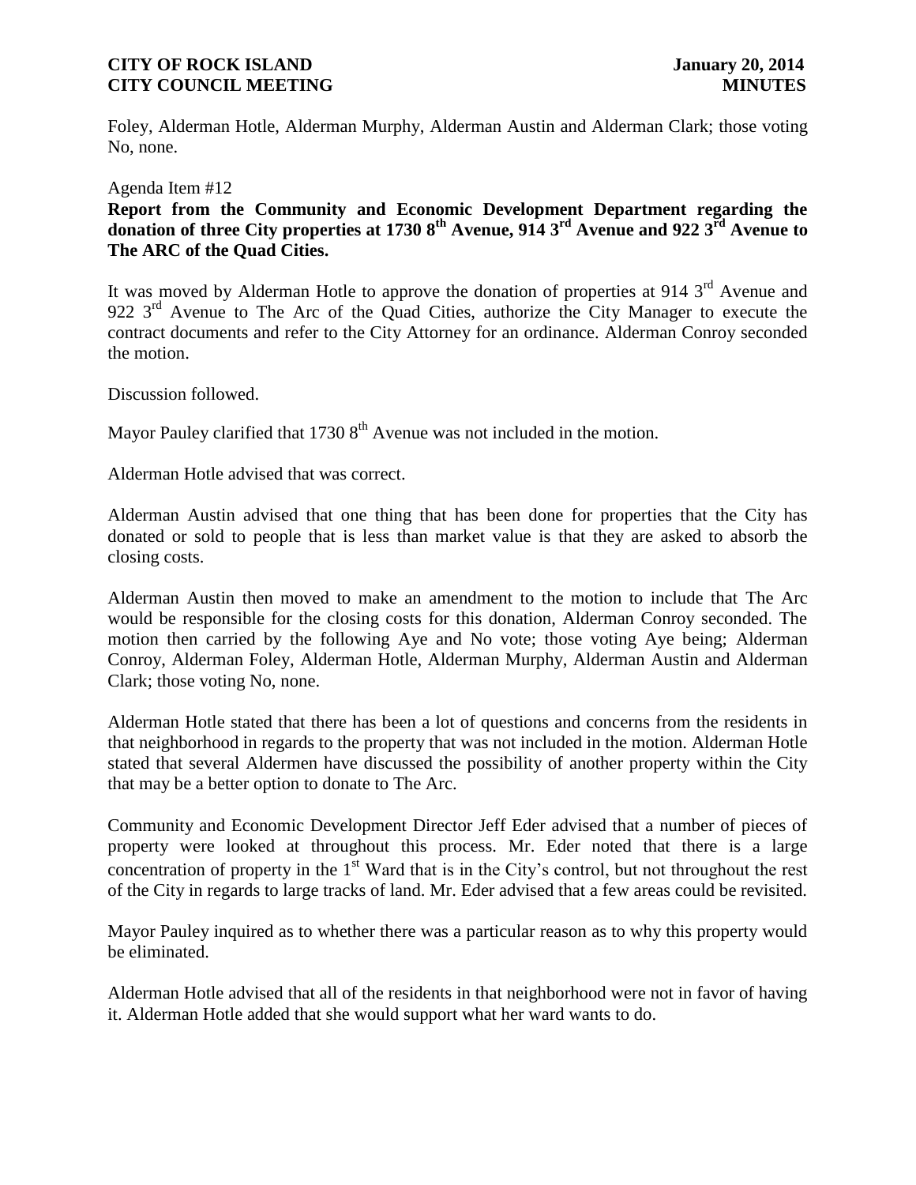Foley, Alderman Hotle, Alderman Murphy, Alderman Austin and Alderman Clark; those voting No, none.

Agenda Item #12

**Report from the Community and Economic Development Department regarding the donation of three City properties at 1730 8th Avenue, 914 3rd Avenue and 922 3rd Avenue to The ARC of the Quad Cities.**

It was moved by Alderman Hotle to approve the donation of properties at 914 3rd Avenue and 922 3rd Avenue to The Arc of the Quad Cities, authorize the City Manager to execute the contract documents and refer to the City Attorney for an ordinance. Alderman Conroy seconded the motion.

Discussion followed.

Mayor Pauley clarified that 1730 8th Avenue was not included in the motion.

Alderman Hotle advised that was correct.

Alderman Austin advised that one thing that has been done for properties that the City has donated or sold to people that is less than market value is that they are asked to absorb the closing costs.

Alderman Austin then moved to make an amendment to the motion to include that The Arc would be responsible for the closing costs for this donation, Alderman Conroy seconded. The motion then carried by the following Aye and No vote; those voting Aye being; Alderman Conroy, Alderman Foley, Alderman Hotle, Alderman Murphy, Alderman Austin and Alderman Clark; those voting No, none.

Alderman Hotle stated that there has been a lot of questions and concerns from the residents in that neighborhood in regards to the property that was not included in the motion. Alderman Hotle stated that several Aldermen have discussed the possibility of another property within the City that may be a better option to donate to The Arc.

Community and Economic Development Director Jeff Eder advised that a number of pieces of property were looked at throughout this process. Mr. Eder noted that there is a large concentration of property in the 1st Ward that is in the City's control, but not throughout the rest of the City in regards to large tracks of land. Mr. Eder advised that a few areas could be revisited.

Mayor Pauley inquired as to whether there was a particular reason as to why this property would be eliminated.

Alderman Hotle advised that all of the residents in that neighborhood were not in favor of having it. Alderman Hotle added that she would support what her ward wants to do.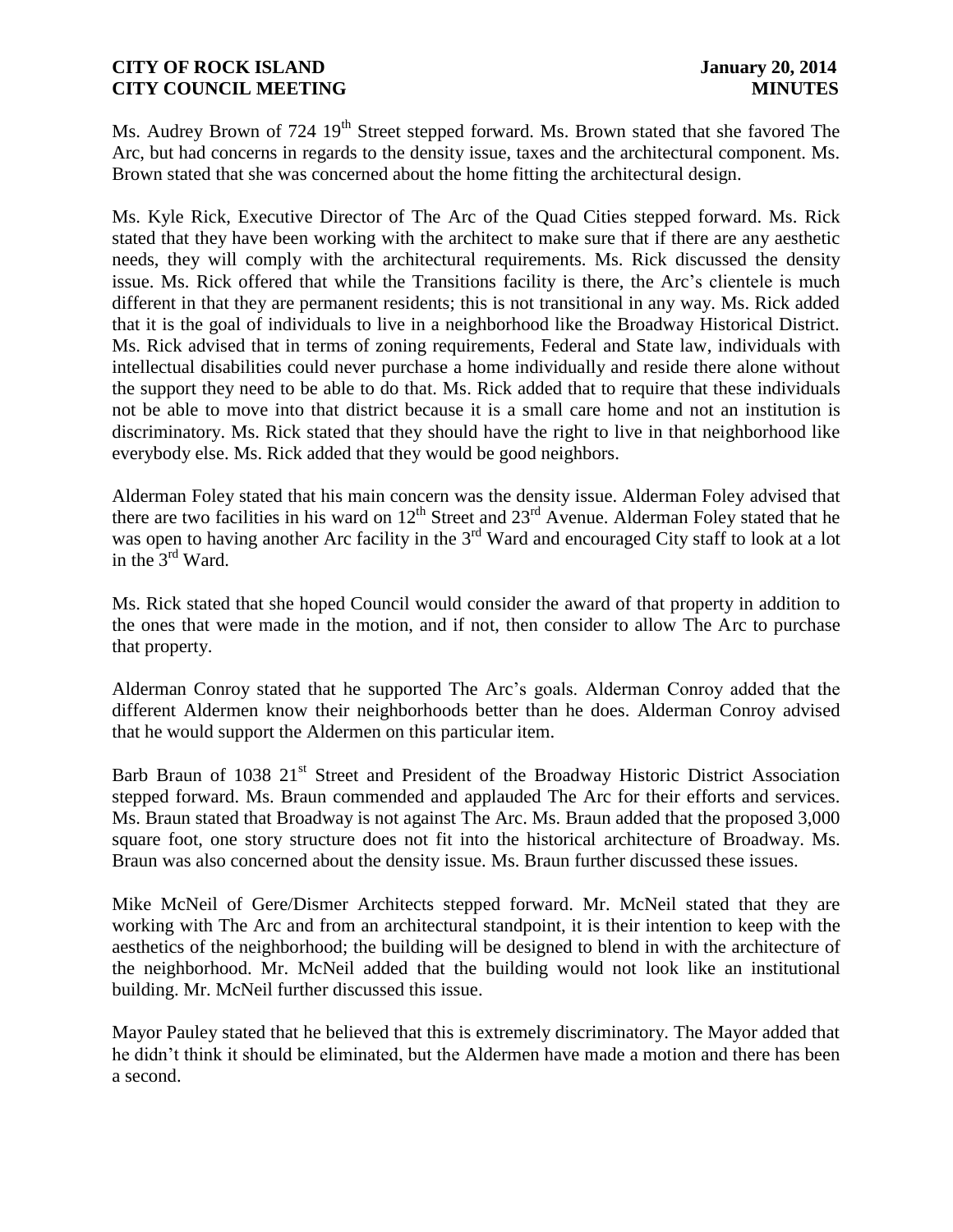Ms. Audrey Brown of 724 19th Street stepped forward. Ms. Brown stated that she favored The Arc, but had concerns in regards to the density issue, taxes and the architectural component. Ms. Brown stated that she was concerned about the home fitting the architectural design.

Ms. Kyle Rick, Executive Director of The Arc of the Quad Cities stepped forward. Ms. Rick stated that they have been working with the architect to make sure that if there are any aesthetic needs, they will comply with the architectural requirements. Ms. Rick discussed the density issue. Ms. Rick offered that while the Transitions facility is there, the Arc's clientele is much different in that they are permanent residents; this is not transitional in any way. Ms. Rick added that it is the goal of individuals to live in a neighborhood like the Broadway Historical District. Ms. Rick advised that in terms of zoning requirements, Federal and State law, individuals with intellectual disabilities could never purchase a home individually and reside there alone without the support they need to be able to do that. Ms. Rick added that to require that these individuals not be able to move into that district because it is a small care home and not an institution is discriminatory. Ms. Rick stated that they should have the right to live in that neighborhood like everybody else. Ms. Rick added that they would be good neighbors.

Alderman Foley stated that his main concern was the density issue. Alderman Foley advised that there are two facilities in his ward on 12th Street and 23rd Avenue. Alderman Foley stated that he was open to having another Arc facility in the 3rd Ward and encouraged City staff to look at a lot in the 3rd Ward.

Ms. Rick stated that she hoped Council would consider the award of that property in addition to the ones that were made in the motion, and if not, then consider to allow The Arc to purchase that property.

Alderman Conroy stated that he supported The Arc's goals. Alderman Conroy added that the different Aldermen know their neighborhoods better than he does. Alderman Conroy advised that he would support the Aldermen on this particular item.

Barb Braun of 1038 21st Street and President of the Broadway Historic District Association stepped forward. Ms. Braun commended and applauded The Arc for their efforts and services. Ms. Braun stated that Broadway is not against The Arc. Ms. Braun added that the proposed 3,000 square foot, one story structure does not fit into the historical architecture of Broadway. Ms. Braun was also concerned about the density issue. Ms. Braun further discussed these issues.

Mike McNeil of Gere/Dismer Architects stepped forward. Mr. McNeil stated that they are working with The Arc and from an architectural standpoint, it is their intention to keep with the aesthetics of the neighborhood; the building will be designed to blend in with the architecture of the neighborhood. Mr. McNeil added that the building would not look like an institutional building. Mr. McNeil further discussed this issue.

Mayor Pauley stated that he believed that this is extremely discriminatory. The Mayor added that he didn't think it should be eliminated, but the Aldermen have made a motion and there has been a second.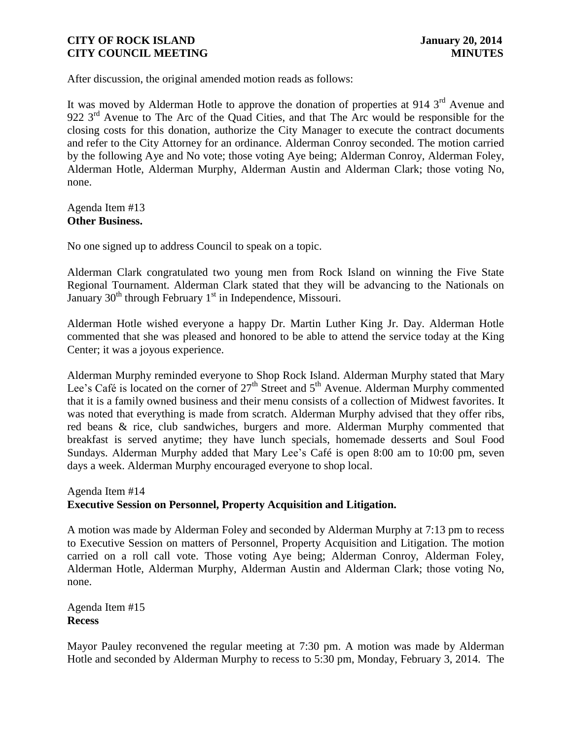After discussion, the original amended motion reads as follows:

It was moved by Alderman Hotle to approve the donation of properties at 914 3rd Avenue and 922 3rd Avenue to The Arc of the Quad Cities, and that The Arc would be responsible for the closing costs for this donation, authorize the City Manager to execute the contract documents and refer to the City Attorney for an ordinance. Alderman Conroy seconded. The motion carried by the following Aye and No vote; those voting Aye being; Alderman Conroy, Alderman Foley, Alderman Hotle, Alderman Murphy, Alderman Austin and Alderman Clark; those voting No, none.

Agenda Item #13
**Other Business.**

No one signed up to address Council to speak on a topic.

Alderman Clark congratulated two young men from Rock Island on winning the Five State Regional Tournament. Alderman Clark stated that they will be advancing to the Nationals on January 30th through February 1st in Independence, Missouri.

Alderman Hotle wished everyone a happy Dr. Martin Luther King Jr. Day. Alderman Hotle commented that she was pleased and honored to be able to attend the service today at the King Center; it was a joyous experience.

Alderman Murphy reminded everyone to Shop Rock Island. Alderman Murphy stated that Mary Lee's Café is located on the corner of 27th Street and 5th Avenue. Alderman Murphy commented that it is a family owned business and their menu consists of a collection of Midwest favorites. It was noted that everything is made from scratch. Alderman Murphy advised that they offer ribs, red beans & rice, club sandwiches, burgers and more. Alderman Murphy commented that breakfast is served anytime; they have lunch specials, homemade desserts and Soul Food Sundays. Alderman Murphy added that Mary Lee's Café is open 8:00 am to 10:00 pm, seven days a week. Alderman Murphy encouraged everyone to shop local.

Agenda Item #14
**Executive Session on Personnel, Property Acquisition and Litigation.**

A motion was made by Alderman Foley and seconded by Alderman Murphy at 7:13 pm to recess to Executive Session on matters of Personnel, Property Acquisition and Litigation. The motion carried on a roll call vote. Those voting Aye being; Alderman Conroy, Alderman Foley, Alderman Hotle, Alderman Murphy, Alderman Austin and Alderman Clark; those voting No, none.

Agenda Item #15
**Recess**

Mayor Pauley reconvened the regular meeting at 7:30 pm. A motion was made by Alderman Hotle and seconded by Alderman Murphy to recess to 5:30 pm, Monday, February 3, 2014. The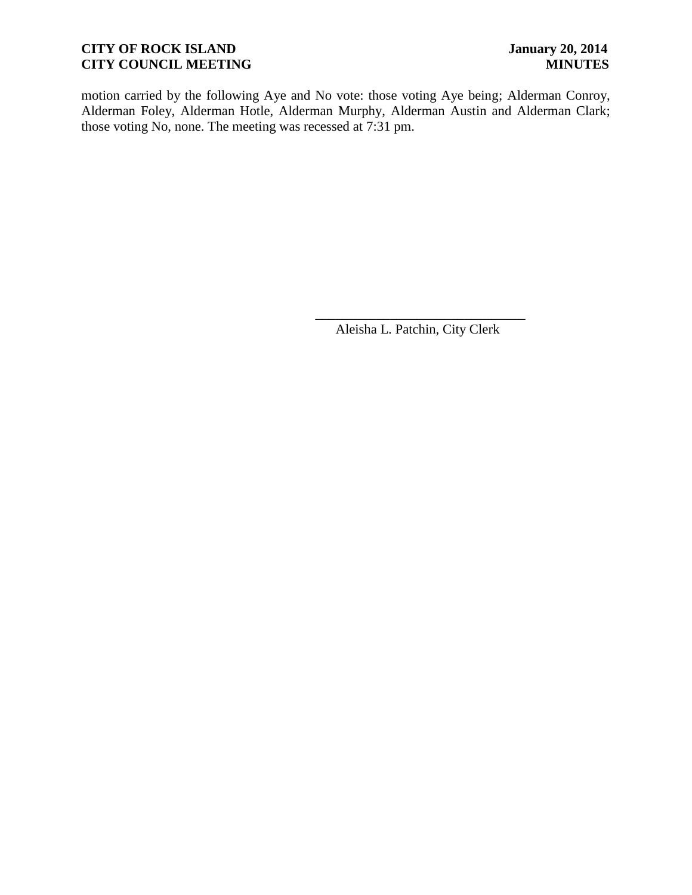motion carried by the following Aye and No vote: those voting Aye being; Alderman Conroy, Alderman Foley, Alderman Hotle, Alderman Murphy, Alderman Austin and Alderman Clark; those voting No, none. The meeting was recessed at 7:31 pm.

\_\_\_\_\_\_\_\_\_\_\_\_\_\_\_\_\_\_\_\_\_\_\_\_\_\_\_\_\_\_\_

Aleisha L. Patchin, City Clerk